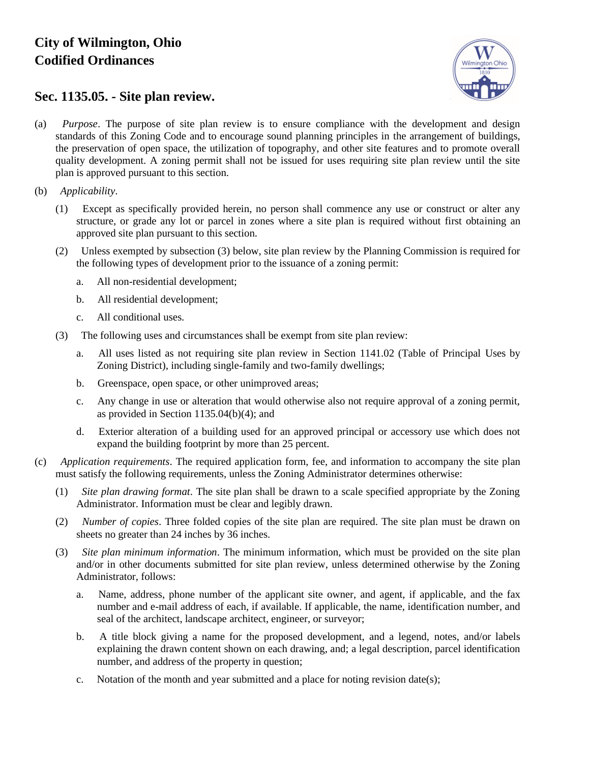## City of Wilmington, Ohio
## Codified Ordinances

### Sec. 1135.05. - Site plan review.

(a) *Purpose*. The purpose of site plan review is to ensure compliance with the development and design standards of this Zoning Code and to encourage sound planning principles in the arrangement of buildings, the preservation of open space, the utilization of topography, and other site features and to promote overall quality development. A zoning permit shall not be issued for uses requiring site plan review until the site plan is approved pursuant to this section.

(b) *Applicability*.

(1) Except as specifically provided herein, no person shall commence any use or construct or alter any structure, or grade any lot or parcel in zones where a site plan is required without first obtaining an approved site plan pursuant to this section.

(2) Unless exempted by subsection (3) below, site plan review by the Planning Commission is required for the following types of development prior to the issuance of a zoning permit:

a. All non-residential development;

b. All residential development;

c. All conditional uses.

(3) The following uses and circumstances shall be exempt from site plan review:

a. All uses listed as not requiring site plan review in Section 1141.02 (Table of Principal Uses by Zoning District), including single-family and two-family dwellings;

b. Greenspace, open space, or other unimproved areas;

c. Any change in use or alteration that would otherwise also not require approval of a zoning permit, as provided in Section 1135.04(b)(4); and

d. Exterior alteration of a building used for an approved principal or accessory use which does not expand the building footprint by more than 25 percent.

(c) *Application requirements*. The required application form, fee, and information to accompany the site plan must satisfy the following requirements, unless the Zoning Administrator determines otherwise:

(1) *Site plan drawing format*. The site plan shall be drawn to a scale specified appropriate by the Zoning Administrator. Information must be clear and legibly drawn.

(2) *Number of copies*. Three folded copies of the site plan are required. The site plan must be drawn on sheets no greater than 24 inches by 36 inches.

(3) *Site plan minimum information*. The minimum information, which must be provided on the site plan and/or in other documents submitted for site plan review, unless determined otherwise by the Zoning Administrator, follows:

a. Name, address, phone number of the applicant site owner, and agent, if applicable, and the fax number and e-mail address of each, if available. If applicable, the name, identification number, and seal of the architect, landscape architect, engineer, or surveyor;

b. A title block giving a name for the proposed development, and a legend, notes, and/or labels explaining the drawn content shown on each drawing, and; a legal description, parcel identification number, and address of the property in question;

c. Notation of the month and year submitted and a place for noting revision date(s);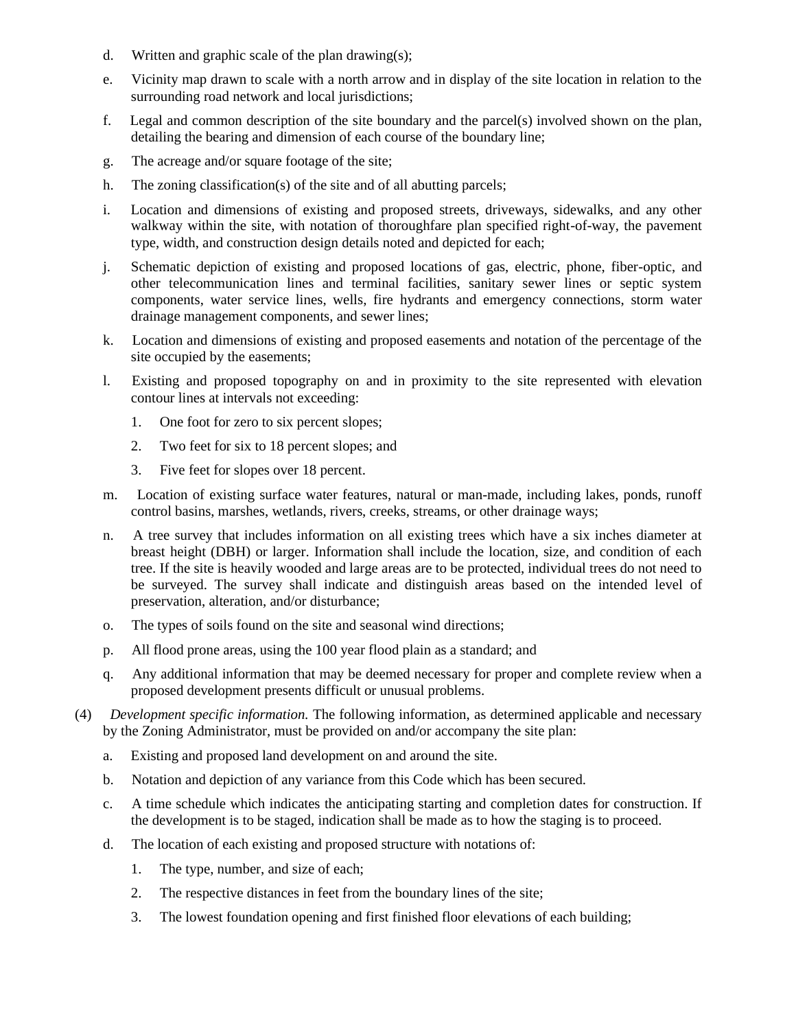d. Written and graphic scale of the plan drawing(s);

e. Vicinity map drawn to scale with a north arrow and in display of the site location in relation to the surrounding road network and local jurisdictions;

f. Legal and common description of the site boundary and the parcel(s) involved shown on the plan, detailing the bearing and dimension of each course of the boundary line;

g. The acreage and/or square footage of the site;

h. The zoning classification(s) of the site and of all abutting parcels;

i. Location and dimensions of existing and proposed streets, driveways, sidewalks, and any other walkway within the site, with notation of thoroughfare plan specified right-of-way, the pavement type, width, and construction design details noted and depicted for each;

j. Schematic depiction of existing and proposed locations of gas, electric, phone, fiber-optic, and other telecommunication lines and terminal facilities, sanitary sewer lines or septic system components, water service lines, wells, fire hydrants and emergency connections, storm water drainage management components, and sewer lines;

k. Location and dimensions of existing and proposed easements and notation of the percentage of the site occupied by the easements;

l. Existing and proposed topography on and in proximity to the site represented with elevation contour lines at intervals not exceeding:

1. One foot for zero to six percent slopes;

2. Two feet for six to 18 percent slopes; and

3. Five feet for slopes over 18 percent.

m. Location of existing surface water features, natural or man-made, including lakes, ponds, runoff control basins, marshes, wetlands, rivers, creeks, streams, or other drainage ways;

n. A tree survey that includes information on all existing trees which have a six inches diameter at breast height (DBH) or larger. Information shall include the location, size, and condition of each tree. If the site is heavily wooded and large areas are to be protected, individual trees do not need to be surveyed. The survey shall indicate and distinguish areas based on the intended level of preservation, alteration, and/or disturbance;

o. The types of soils found on the site and seasonal wind directions;

p. All flood prone areas, using the 100 year flood plain as a standard; and

q. Any additional information that may be deemed necessary for proper and complete review when a proposed development presents difficult or unusual problems.

(4) *Development specific information.* The following information, as determined applicable and necessary by the Zoning Administrator, must be provided on and/or accompany the site plan:

a. Existing and proposed land development on and around the site.

b. Notation and depiction of any variance from this Code which has been secured.

c. A time schedule which indicates the anticipating starting and completion dates for construction. If the development is to be staged, indication shall be made as to how the staging is to proceed.

d. The location of each existing and proposed structure with notations of:

1. The type, number, and size of each;

2. The respective distances in feet from the boundary lines of the site;

3. The lowest foundation opening and first finished floor elevations of each building;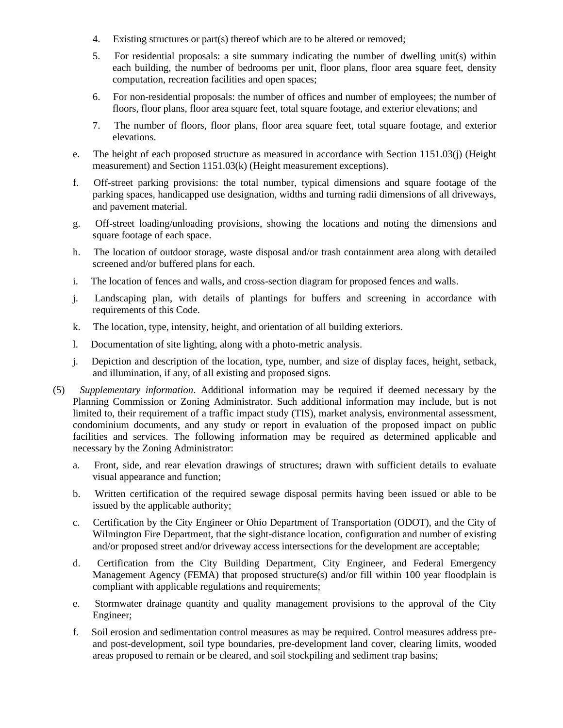4. Existing structures or part(s) thereof which are to be altered or removed;

5. For residential proposals: a site summary indicating the number of dwelling unit(s) within each building, the number of bedrooms per unit, floor plans, floor area square feet, density computation, recreation facilities and open spaces;

6. For non-residential proposals: the number of offices and number of employees; the number of floors, floor plans, floor area square feet, total square footage, and exterior elevations; and

7. The number of floors, floor plans, floor area square feet, total square footage, and exterior elevations.

e. The height of each proposed structure as measured in accordance with Section 1151.03(j) (Height measurement) and Section 1151.03(k) (Height measurement exceptions).

f. Off-street parking provisions: the total number, typical dimensions and square footage of the parking spaces, handicapped use designation, widths and turning radii dimensions of all driveways, and pavement material.

g. Off-street loading/unloading provisions, showing the locations and noting the dimensions and square footage of each space.

h. The location of outdoor storage, waste disposal and/or trash containment area along with detailed screened and/or buffered plans for each.

i. The location of fences and walls, and cross-section diagram for proposed fences and walls.

j. Landscaping plan, with details of plantings for buffers and screening in accordance with requirements of this Code.

k. The location, type, intensity, height, and orientation of all building exteriors.

l. Documentation of site lighting, along with a photo-metric analysis.

j. Depiction and description of the location, type, number, and size of display faces, height, setback, and illumination, if any, of all existing and proposed signs.

(5) *Supplementary information*. Additional information may be required if deemed necessary by the Planning Commission or Zoning Administrator. Such additional information may include, but is not limited to, their requirement of a traffic impact study (TIS), market analysis, environmental assessment, condominium documents, and any study or report in evaluation of the proposed impact on public facilities and services. The following information may be required as determined applicable and necessary by the Zoning Administrator:

a. Front, side, and rear elevation drawings of structures; drawn with sufficient details to evaluate visual appearance and function;

b. Written certification of the required sewage disposal permits having been issued or able to be issued by the applicable authority;

c. Certification by the City Engineer or Ohio Department of Transportation (ODOT), and the City of Wilmington Fire Department, that the sight-distance location, configuration and number of existing and/or proposed street and/or driveway access intersections for the development are acceptable;

d. Certification from the City Building Department, City Engineer, and Federal Emergency Management Agency (FEMA) that proposed structure(s) and/or fill within 100 year floodplain is compliant with applicable regulations and requirements;

e. Stormwater drainage quantity and quality management provisions to the approval of the City Engineer;

f. Soil erosion and sedimentation control measures as may be required. Control measures address pre- and post-development, soil type boundaries, pre-development land cover, clearing limits, wooded areas proposed to remain or be cleared, and soil stockpiling and sediment trap basins;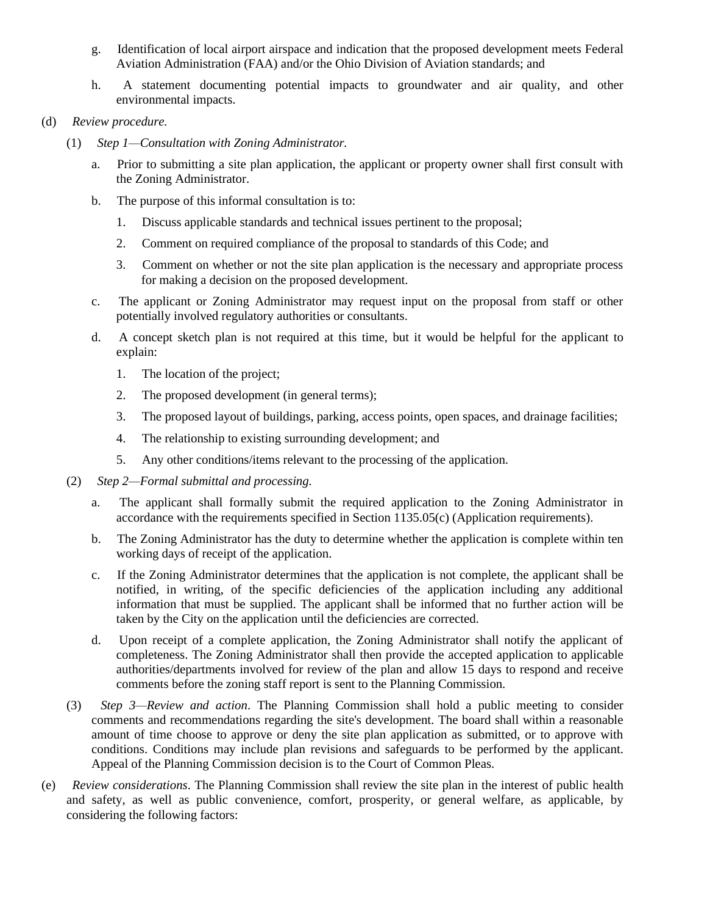g. Identification of local airport airspace and indication that the proposed development meets Federal Aviation Administration (FAA) and/or the Ohio Division of Aviation standards; and

h. A statement documenting potential impacts to groundwater and air quality, and other environmental impacts.

(d) *Review procedure.*

(1) *Step 1—Consultation with Zoning Administrator.*

a. Prior to submitting a site plan application, the applicant or property owner shall first consult with the Zoning Administrator.

b. The purpose of this informal consultation is to:

1. Discuss applicable standards and technical issues pertinent to the proposal;

2. Comment on required compliance of the proposal to standards of this Code; and

3. Comment on whether or not the site plan application is the necessary and appropriate process for making a decision on the proposed development.

c. The applicant or Zoning Administrator may request input on the proposal from staff or other potentially involved regulatory authorities or consultants.

d. A concept sketch plan is not required at this time, but it would be helpful for the applicant to explain:

1. The location of the project;

2. The proposed development (in general terms);

3. The proposed layout of buildings, parking, access points, open spaces, and drainage facilities;

4. The relationship to existing surrounding development; and

5. Any other conditions/items relevant to the processing of the application.

(2) *Step 2—Formal submittal and processing.*

a. The applicant shall formally submit the required application to the Zoning Administrator in accordance with the requirements specified in Section 1135.05(c) (Application requirements).

b. The Zoning Administrator has the duty to determine whether the application is complete within ten working days of receipt of the application.

c. If the Zoning Administrator determines that the application is not complete, the applicant shall be notified, in writing, of the specific deficiencies of the application including any additional information that must be supplied. The applicant shall be informed that no further action will be taken by the City on the application until the deficiencies are corrected.

d. Upon receipt of a complete application, the Zoning Administrator shall notify the applicant of completeness. The Zoning Administrator shall then provide the accepted application to applicable authorities/departments involved for review of the plan and allow 15 days to respond and receive comments before the zoning staff report is sent to the Planning Commission.

(3) *Step 3—Review and action*. The Planning Commission shall hold a public meeting to consider comments and recommendations regarding the site's development. The board shall within a reasonable amount of time choose to approve or deny the site plan application as submitted, or to approve with conditions. Conditions may include plan revisions and safeguards to be performed by the applicant. Appeal of the Planning Commission decision is to the Court of Common Pleas.

(e) *Review considerations*. The Planning Commission shall review the site plan in the interest of public health and safety, as well as public convenience, comfort, prosperity, or general welfare, as applicable, by considering the following factors: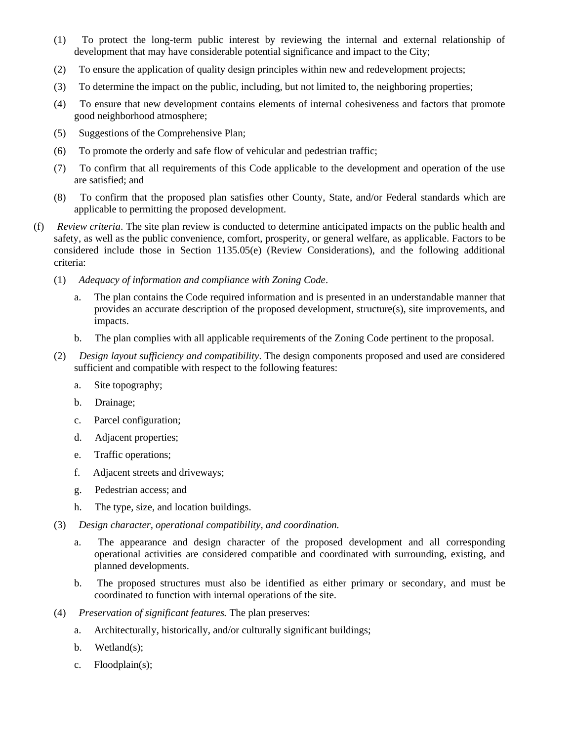(1) To protect the long-term public interest by reviewing the internal and external relationship of development that may have considerable potential significance and impact to the City;

(2) To ensure the application of quality design principles within new and redevelopment projects;

(3) To determine the impact on the public, including, but not limited to, the neighboring properties;

(4) To ensure that new development contains elements of internal cohesiveness and factors that promote good neighborhood atmosphere;

(5) Suggestions of the Comprehensive Plan;

(6) To promote the orderly and safe flow of vehicular and pedestrian traffic;

(7) To confirm that all requirements of this Code applicable to the development and operation of the use are satisfied; and

(8) To confirm that the proposed plan satisfies other County, State, and/or Federal standards which are applicable to permitting the proposed development.

(f) *Review criteria*. The site plan review is conducted to determine anticipated impacts on the public health and safety, as well as the public convenience, comfort, prosperity, or general welfare, as applicable. Factors to be considered include those in Section 1135.05(e) (Review Considerations), and the following additional criteria:

(1) *Adequacy of information and compliance with Zoning Code*.

a. The plan contains the Code required information and is presented in an understandable manner that provides an accurate description of the proposed development, structure(s), site improvements, and impacts.

b. The plan complies with all applicable requirements of the Zoning Code pertinent to the proposal.

(2) *Design layout sufficiency and compatibility*. The design components proposed and used are considered sufficient and compatible with respect to the following features:

a. Site topography;

b. Drainage;

c. Parcel configuration;

d. Adjacent properties;

e. Traffic operations;

f. Adjacent streets and driveways;

g. Pedestrian access; and

h. The type, size, and location buildings.

(3) *Design character, operational compatibility, and coordination.*

a. The appearance and design character of the proposed development and all corresponding operational activities are considered compatible and coordinated with surrounding, existing, and planned developments.

b. The proposed structures must also be identified as either primary or secondary, and must be coordinated to function with internal operations of the site.

(4) *Preservation of significant features.* The plan preserves:

a. Architecturally, historically, and/or culturally significant buildings;

b. Wetland(s);

c. Floodplain(s);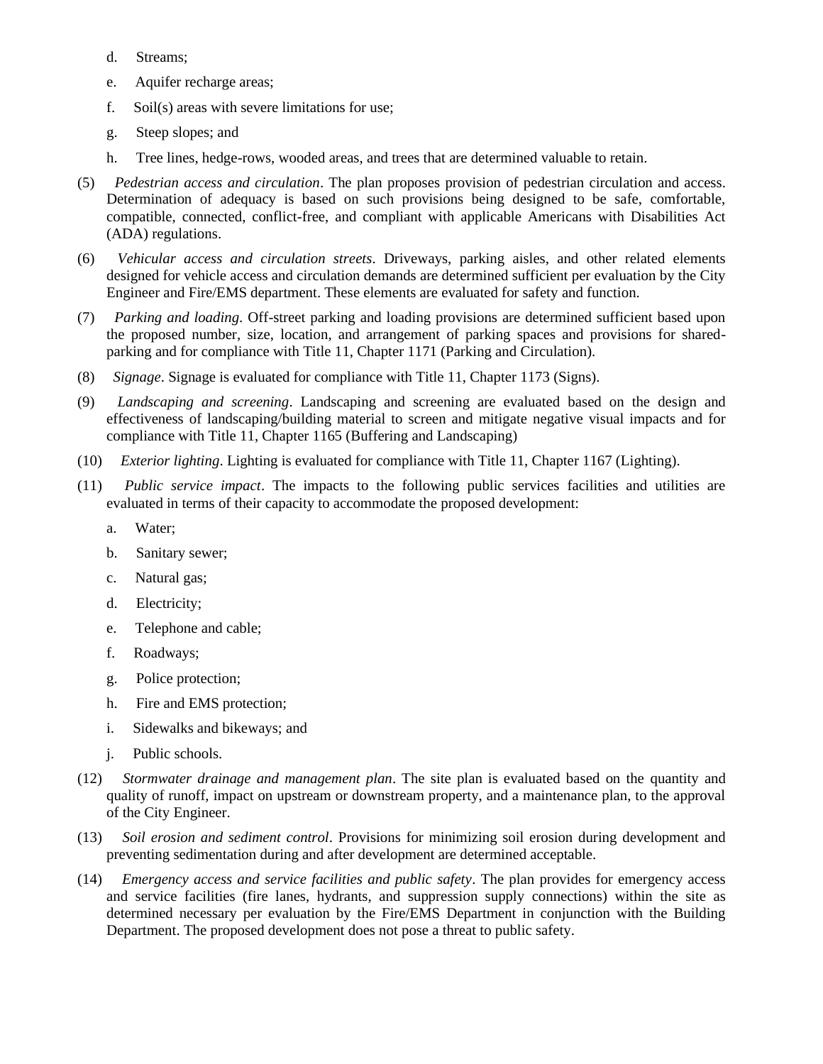d. Streams;

e. Aquifer recharge areas;

f. Soil(s) areas with severe limitations for use;

g. Steep slopes; and

h. Tree lines, hedge-rows, wooded areas, and trees that are determined valuable to retain.

(5) *Pedestrian access and circulation*. The plan proposes provision of pedestrian circulation and access. Determination of adequacy is based on such provisions being designed to be safe, comfortable, compatible, connected, conflict-free, and compliant with applicable Americans with Disabilities Act (ADA) regulations.

(6) *Vehicular access and circulation streets*. Driveways, parking aisles, and other related elements designed for vehicle access and circulation demands are determined sufficient per evaluation by the City Engineer and Fire/EMS department. These elements are evaluated for safety and function.

(7) *Parking and loading*. Off-street parking and loading provisions are determined sufficient based upon the proposed number, size, location, and arrangement of parking spaces and provisions for shared-parking and for compliance with Title 11, Chapter 1171 (Parking and Circulation).

(8) *Signage*. Signage is evaluated for compliance with Title 11, Chapter 1173 (Signs).

(9) *Landscaping and screening*. Landscaping and screening are evaluated based on the design and effectiveness of landscaping/building material to screen and mitigate negative visual impacts and for compliance with Title 11, Chapter 1165 (Buffering and Landscaping)

(10) *Exterior lighting*. Lighting is evaluated for compliance with Title 11, Chapter 1167 (Lighting).

(11) *Public service impact*. The impacts to the following public services facilities and utilities are evaluated in terms of their capacity to accommodate the proposed development:

a. Water;

b. Sanitary sewer;

c. Natural gas;

d. Electricity;

e. Telephone and cable;

f. Roadways;

g. Police protection;

h. Fire and EMS protection;

i. Sidewalks and bikeways; and

j. Public schools.

(12) *Stormwater drainage and management plan*. The site plan is evaluated based on the quantity and quality of runoff, impact on upstream or downstream property, and a maintenance plan, to the approval of the City Engineer.

(13) *Soil erosion and sediment control*. Provisions for minimizing soil erosion during development and preventing sedimentation during and after development are determined acceptable.

(14) *Emergency access and service facilities and public safety*. The plan provides for emergency access and service facilities (fire lanes, hydrants, and suppression supply connections) within the site as determined necessary per evaluation by the Fire/EMS Department in conjunction with the Building Department. The proposed development does not pose a threat to public safety.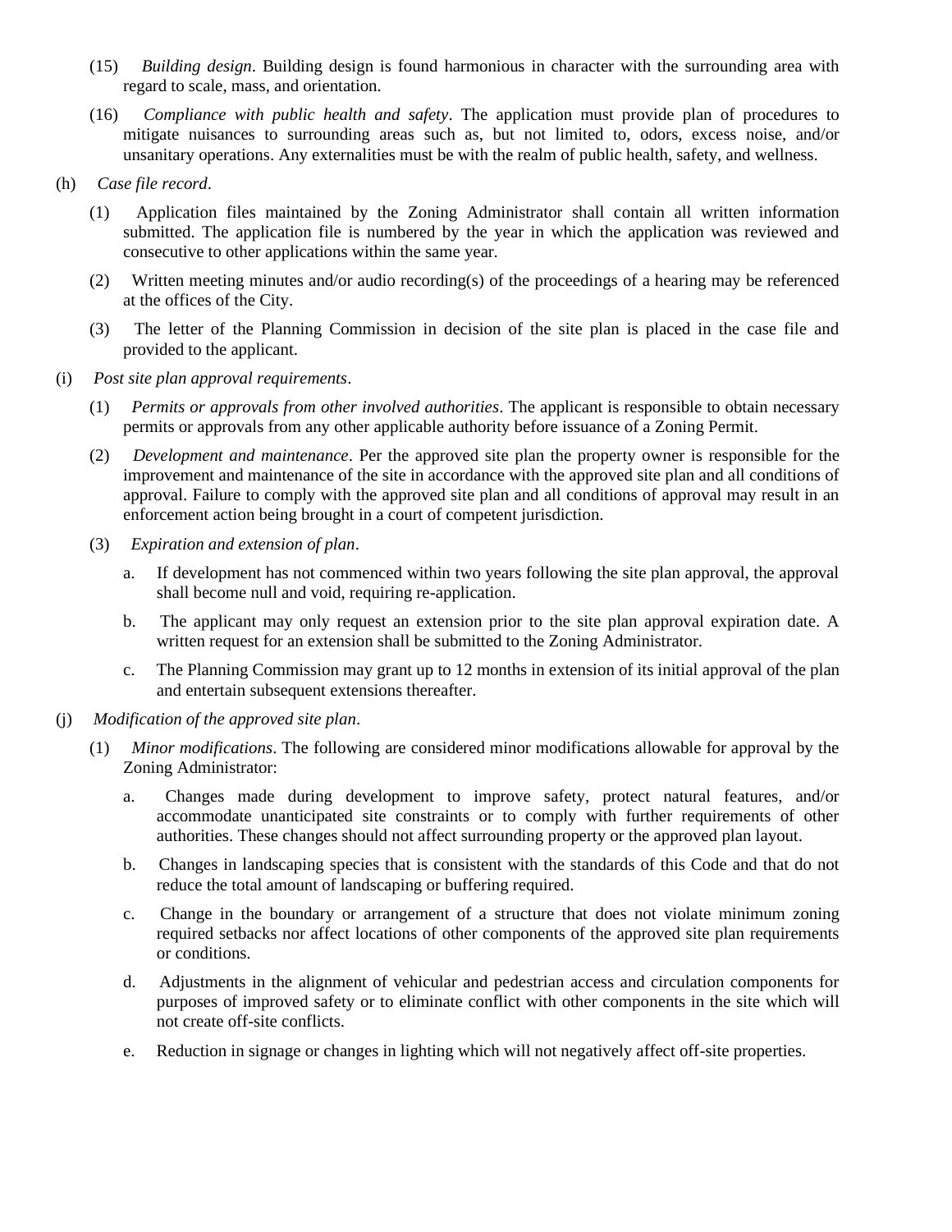(15) *Building design*. Building design is found harmonious in character with the surrounding area with regard to scale, mass, and orientation.

(16) *Compliance with public health and safety*. The application must provide plan of procedures to mitigate nuisances to surrounding areas such as, but not limited to, odors, excess noise, and/or unsanitary operations. Any externalities must be with the realm of public health, safety, and wellness.

(h) *Case file record*.

(1) Application files maintained by the Zoning Administrator shall contain all written information submitted. The application file is numbered by the year in which the application was reviewed and consecutive to other applications within the same year.

(2) Written meeting minutes and/or audio recording(s) of the proceedings of a hearing may be referenced at the offices of the City.

(3) The letter of the Planning Commission in decision of the site plan is placed in the case file and provided to the applicant.

(i) *Post site plan approval requirements*.

(1) *Permits or approvals from other involved authorities*. The applicant is responsible to obtain necessary permits or approvals from any other applicable authority before issuance of a Zoning Permit.

(2) *Development and maintenance*. Per the approved site plan the property owner is responsible for the improvement and maintenance of the site in accordance with the approved site plan and all conditions of approval. Failure to comply with the approved site plan and all conditions of approval may result in an enforcement action being brought in a court of competent jurisdiction.

(3) *Expiration and extension of plan*.

a. If development has not commenced within two years following the site plan approval, the approval shall become null and void, requiring re-application.

b. The applicant may only request an extension prior to the site plan approval expiration date. A written request for an extension shall be submitted to the Zoning Administrator.

c. The Planning Commission may grant up to 12 months in extension of its initial approval of the plan and entertain subsequent extensions thereafter.

(j) *Modification of the approved site plan*.

(1) *Minor modifications*. The following are considered minor modifications allowable for approval by the Zoning Administrator:

a. Changes made during development to improve safety, protect natural features, and/or accommodate unanticipated site constraints or to comply with further requirements of other authorities. These changes should not affect surrounding property or the approved plan layout.

b. Changes in landscaping species that is consistent with the standards of this Code and that do not reduce the total amount of landscaping or buffering required.

c. Change in the boundary or arrangement of a structure that does not violate minimum zoning required setbacks nor affect locations of other components of the approved site plan requirements or conditions.

d. Adjustments in the alignment of vehicular and pedestrian access and circulation components for purposes of improved safety or to eliminate conflict with other components in the site which will not create off-site conflicts.

e. Reduction in signage or changes in lighting which will not negatively affect off-site properties.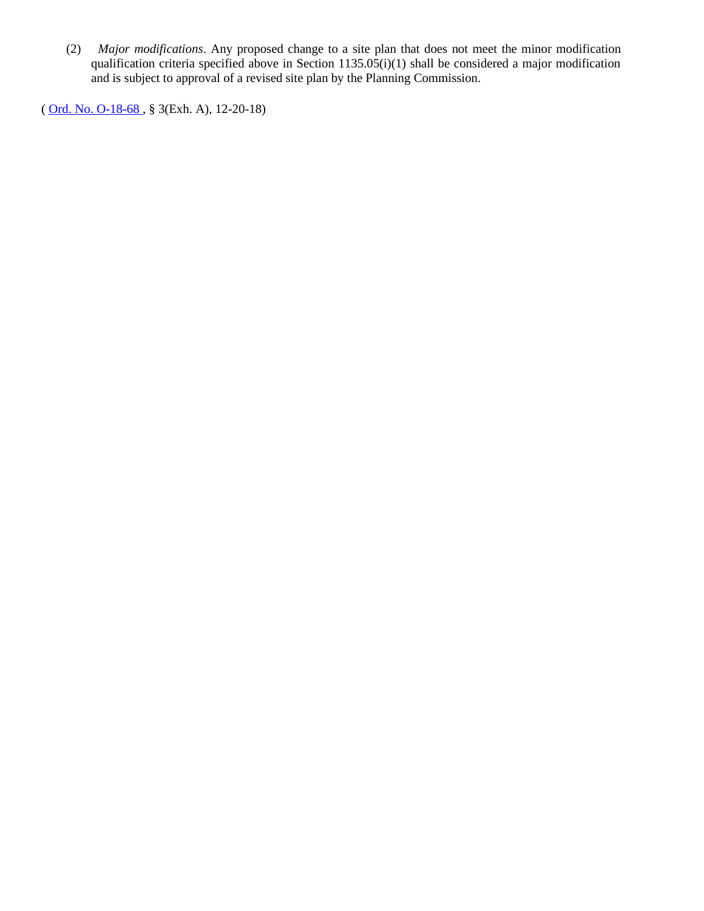(2) *Major modifications*. Any proposed change to a site plan that does not meet the minor modification qualification criteria specified above in Section 1135.05(i)(1) shall be considered a major modification and is subject to approval of a revised site plan by the Planning Commission.

( Ord. No. O-18-68 , § 3(Exh. A), 12-20-18)